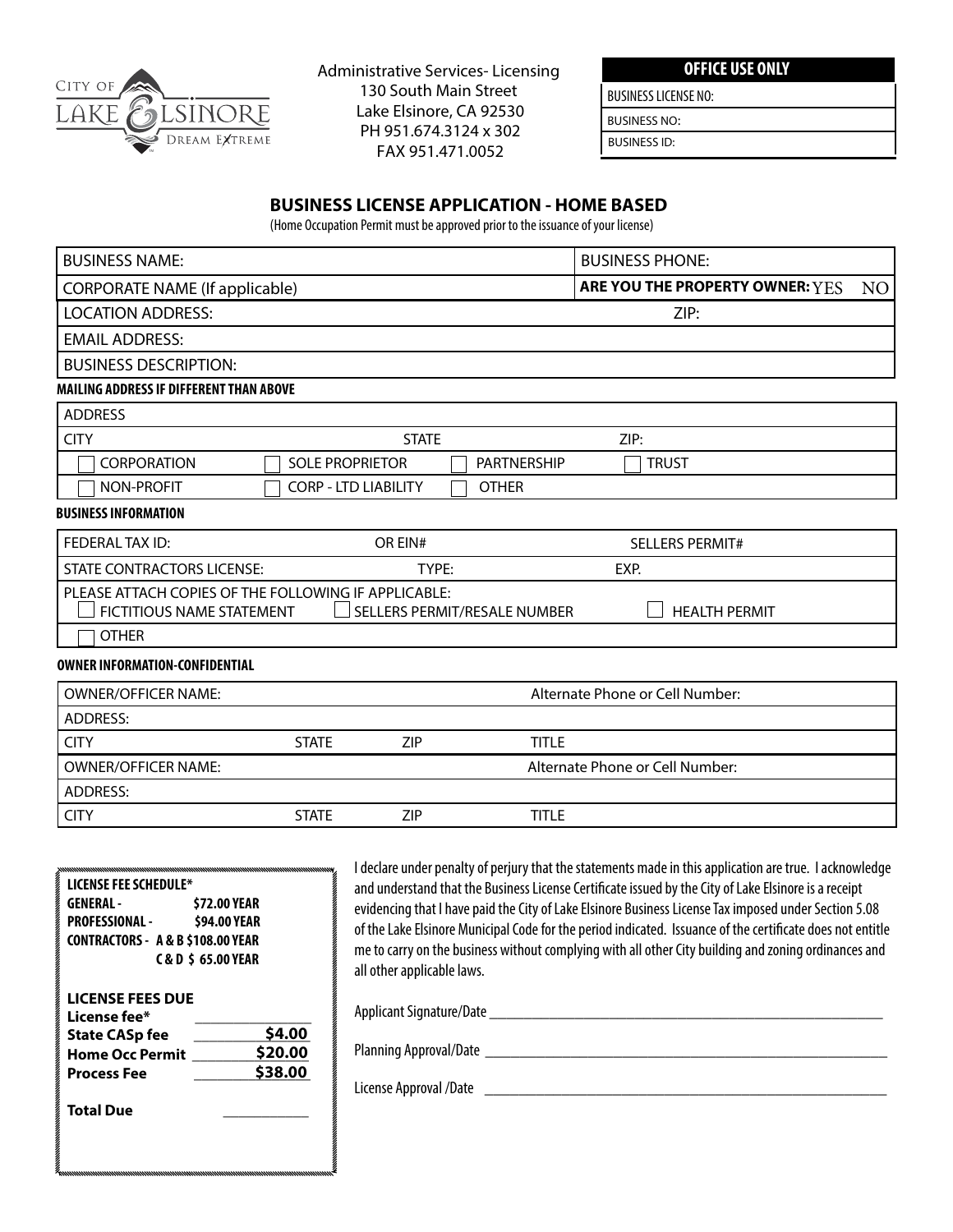CITY OF LAKE ELSINORE
DREAM EXTREME

Administrative Services- Licensing
130 South Main Street
Lake Elsinore, CA 92530
PH 951.674.3124 x 302
FAX 951.471.0052

| OFFICE USE ONLY |
|---|
| BUSINESS LICENSE NO: |
| BUSINESS NO: |
| BUSINESS ID: |

## BUSINESS LICENSE APPLICATION - HOME BASED

(Home Occupation Permit must be approved prior to the issuance of your license)

| | |
|---|---|
| BUSINESS NAME: | BUSINESS PHONE: |
| CORPORATE NAME (If applicable) | **ARE YOU THE PROPERTY OWNER:** YES NO |
| LOCATION ADDRESS: | ZIP: |
| EMAIL ADDRESS: | |
| BUSINESS DESCRIPTION: | |

**MAILING ADDRESS IF DIFFERENT THAN ABOVE**

| | | |
|---|---|---|
| ADDRESS | | |
| CITY | STATE | ZIP: |

☐ CORPORATION ☐ SOLE PROPRIETOR ☐ PARTNERSHIP ☐ TRUST
☐ NON-PROFIT ☐ CORP - LTD LIABILITY ☐ OTHER

**BUSINESS INFORMATION**

| | | |
|---|---|---|
| FEDERAL TAX ID: | OR EIN# | SELLERS PERMIT# |
| STATE CONTRACTORS LICENSE: | TYPE: | EXP. |

PLEASE ATTACH COPIES OF THE FOLLOWING IF APPLICABLE:
☐ FICTITIOUS NAME STATEMENT ☐ SELLERS PERMIT/RESALE NUMBER ☐ HEALTH PERMIT
☐ OTHER

**OWNER INFORMATION-CONFIDENTIAL**

| | | | |
|---|---|---|---|
| OWNER/OFFICER NAME: | | | Alternate Phone or Cell Number: |
| ADDRESS: | | | |
| CITY | STATE | ZIP | TITLE |
| OWNER/OFFICER NAME: | | | Alternate Phone or Cell Number: |
| ADDRESS: | | | |
| CITY | STATE | ZIP | TITLE |

**LICENSE FEE SCHEDULE***
**GENERAL - $72.00 YEAR**
**PROFESSIONAL - $94.00 YEAR**
**CONTRACTORS - A & B $108.00 YEAR**
**C & D $ 65.00 YEAR**

| **LICENSE FEES DUE** | |
|---|---|
| **License fee*** | |
| **State CASp fee** | **$4.00** |
| **Home Occ Permit** | **$20.00** |
| **Process Fee** | **$38.00** |
| **Total Due** | |

I declare under penalty of perjury that the statements made in this application are true. I acknowledge and understand that the Business License Certificate issued by the City of Lake Elsinore is a receipt evidencing that I have paid the City of Lake Elsinore Business License Tax imposed under Section 5.08 of the Lake Elsinore Municipal Code for the period indicated. Issuance of the certificate does not entitle me to carry on the business without complying with all other City building and zoning ordinances and all other applicable laws.

Applicant Signature/Date ______________________________

Planning Approval/Date ______________________________

License Approval /Date ______________________________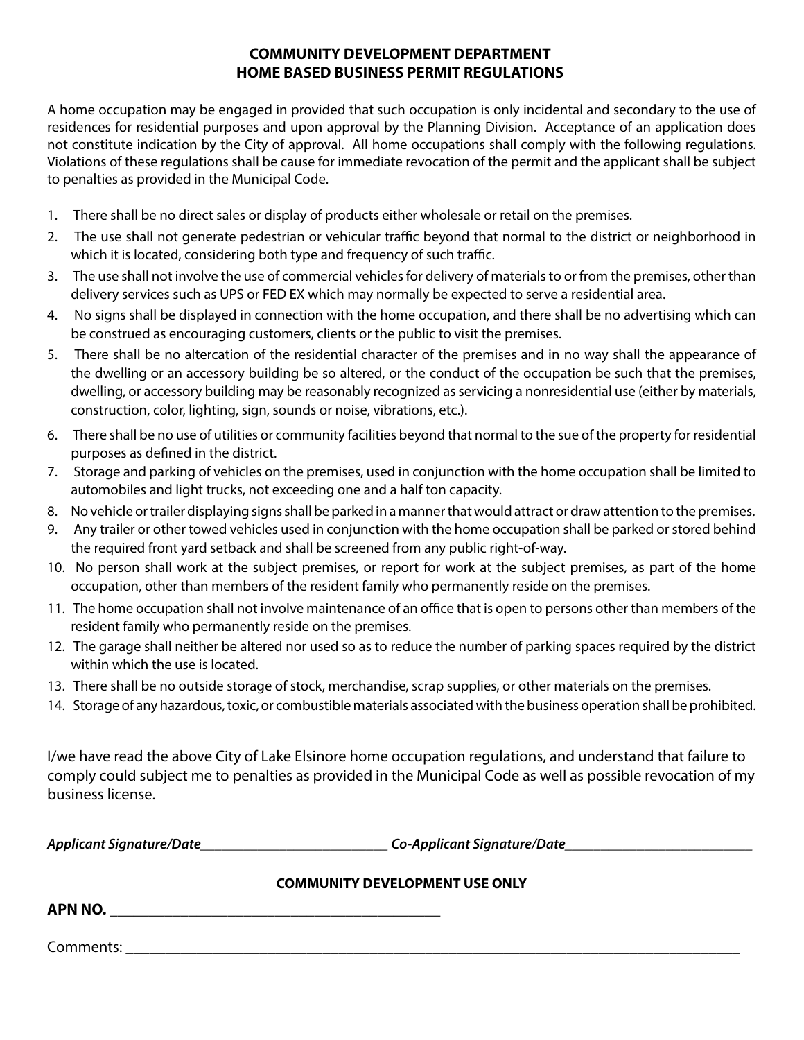# COMMUNITY DEVELOPMENT DEPARTMENT
# HOME BASED BUSINESS PERMIT REGULATIONS

A home occupation may be engaged in provided that such occupation is only incidental and secondary to the use of residences for residential purposes and upon approval by the Planning Division. Acceptance of an application does not constitute indication by the City of approval. All home occupations shall comply with the following regulations. Violations of these regulations shall be cause for immediate revocation of the permit and the applicant shall be subject to penalties as provided in the Municipal Code.

1. There shall be no direct sales or display of products either wholesale or retail on the premises.
2. The use shall not generate pedestrian or vehicular traffic beyond that normal to the district or neighborhood in which it is located, considering both type and frequency of such traffic.
3. The use shall not involve the use of commercial vehicles for delivery of materials to or from the premises, other than delivery services such as UPS or FED EX which may normally be expected to serve a residential area.
4. No signs shall be displayed in connection with the home occupation, and there shall be no advertising which can be construed as encouraging customers, clients or the public to visit the premises.
5. There shall be no altercation of the residential character of the premises and in no way shall the appearance of the dwelling or an accessory building be so altered, or the conduct of the occupation be such that the premises, dwelling, or accessory building may be reasonably recognized as servicing a nonresidential use (either by materials, construction, color, lighting, sign, sounds or noise, vibrations, etc.).
6. There shall be no use of utilities or community facilities beyond that normal to the sue of the property for residential purposes as defined in the district.
7. Storage and parking of vehicles on the premises, used in conjunction with the home occupation shall be limited to automobiles and light trucks, not exceeding one and a half ton capacity.
8. No vehicle or trailer displaying signs shall be parked in a manner that would attract or draw attention to the premises.
9. Any trailer or other towed vehicles used in conjunction with the home occupation shall be parked or stored behind the required front yard setback and shall be screened from any public right-of-way.
10. No person shall work at the subject premises, or report for work at the subject premises, as part of the home occupation, other than members of the resident family who permanently reside on the premises.
11. The home occupation shall not involve maintenance of an office that is open to persons other than members of the resident family who permanently reside on the premises.
12. The garage shall neither be altered nor used so as to reduce the number of parking spaces required by the district within which the use is located.
13. There shall be no outside storage of stock, merchandise, scrap supplies, or other materials on the premises.
14. Storage of any hazardous, toxic, or combustible materials associated with the business operation shall be prohibited.

I/we have read the above City of Lake Elsinore home occupation regulations, and understand that failure to comply could subject me to penalties as provided in the Municipal Code as well as possible revocation of my business license.

*Applicant Signature/Date*___________________________ *Co-Applicant Signature/Date*___________________________

**COMMUNITY DEVELOPMENT USE ONLY**

**APN NO.** ____________________________________________

Comments: ____________________________________________________________________________________